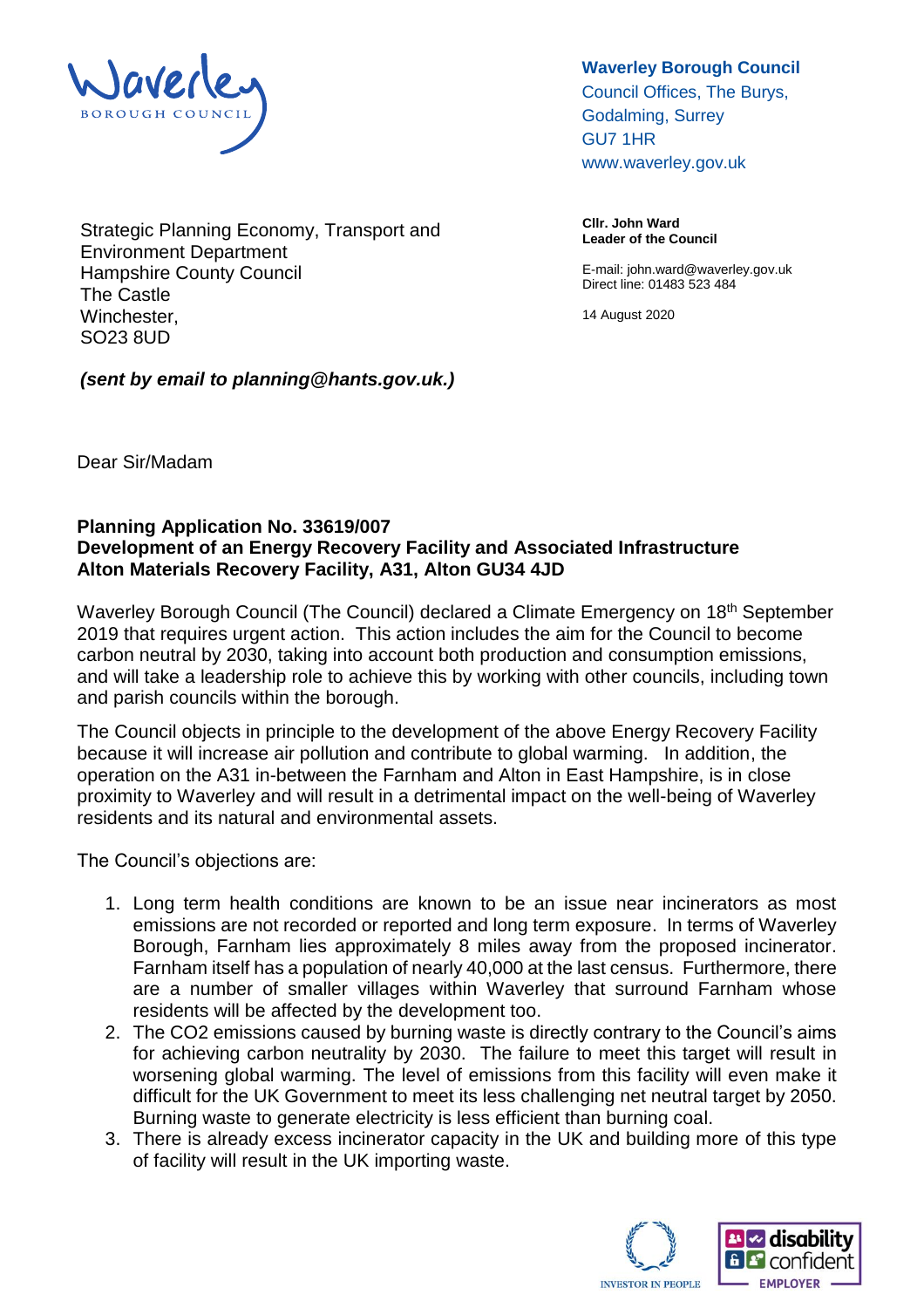**Waverley Borough Council**
Council Offices, The Burys,
Godalming, Surrey
GU7 1HR
www.waverley.gov.uk

Strategic Planning Economy, Transport and Environment Department
Hampshire County Council
The Castle
Winchester,
SO23 8UD

***(sent by email to planning@hants.gov.uk.)***

**Cllr. John Ward**
**Leader of the Council**

E-mail: john.ward@waverley.gov.uk
Direct line: 01483 523 484

14 August 2020

Dear Sir/Madam

**Planning Application No. 33619/007**
**Development of an Energy Recovery Facility and Associated Infrastructure**
**Alton Materials Recovery Facility, A31, Alton GU34 4JD**

Waverley Borough Council (The Council) declared a Climate Emergency on 18th September 2019 that requires urgent action. This action includes the aim for the Council to become carbon neutral by 2030, taking into account both production and consumption emissions, and will take a leadership role to achieve this by working with other councils, including town and parish councils within the borough.

The Council objects in principle to the development of the above Energy Recovery Facility because it will increase air pollution and contribute to global warming. In addition, the operation on the A31 in-between the Farnham and Alton in East Hampshire, is in close proximity to Waverley and will result in a detrimental impact on the well-being of Waverley residents and its natural and environmental assets.

The Council's objections are:

1. Long term health conditions are known to be an issue near incinerators as most emissions are not recorded or reported and long term exposure. In terms of Waverley Borough, Farnham lies approximately 8 miles away from the proposed incinerator. Farnham itself has a population of nearly 40,000 at the last census. Furthermore, there are a number of smaller villages within Waverley that surround Farnham whose residents will be affected by the development too.
2. The $CO_2$ emissions caused by burning waste is directly contrary to the Council's aims for achieving carbon neutrality by 2030. The failure to meet this target will result in worsening global warming. The level of emissions from this facility will even make it difficult for the UK Government to meet its less challenging net neutral target by 2050. Burning waste to generate electricity is less efficient than burning coal.
3. There is already excess incinerator capacity in the UK and building more of this type of facility will result in the UK importing waste.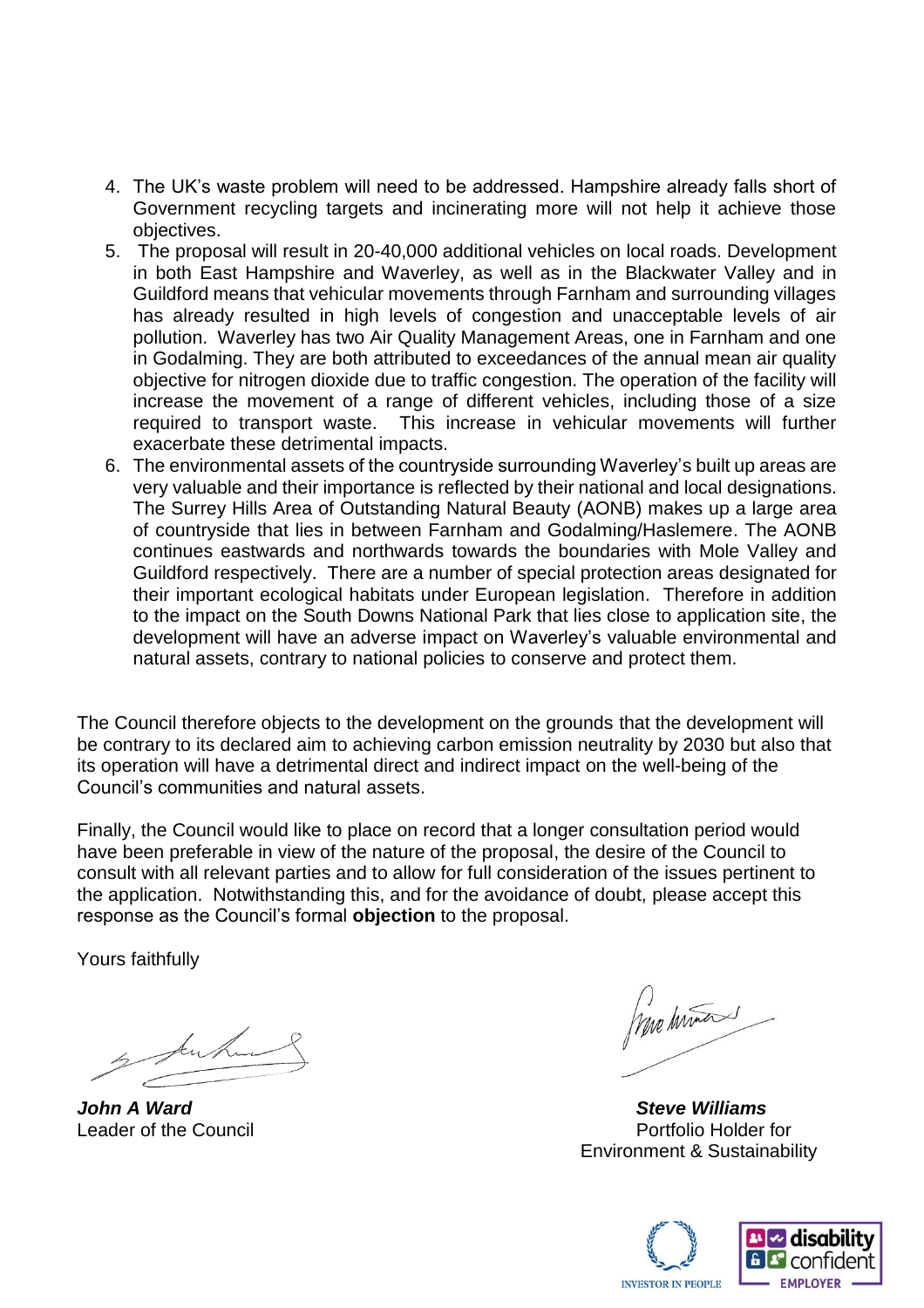4. The UK's waste problem will need to be addressed. Hampshire already falls short of Government recycling targets and incinerating more will not help it achieve those objectives.
5. The proposal will result in 20-40,000 additional vehicles on local roads. Development in both East Hampshire and Waverley, as well as in the Blackwater Valley and in Guildford means that vehicular movements through Farnham and surrounding villages has already resulted in high levels of congestion and unacceptable levels of air pollution. Waverley has two Air Quality Management Areas, one in Farnham and one in Godalming. They are both attributed to exceedances of the annual mean air quality objective for nitrogen dioxide due to traffic congestion. The operation of the facility will increase the movement of a range of different vehicles, including those of a size required to transport waste. This increase in vehicular movements will further exacerbate these detrimental impacts.
6. The environmental assets of the countryside surrounding Waverley's built up areas are very valuable and their importance is reflected by their national and local designations. The Surrey Hills Area of Outstanding Natural Beauty (AONB) makes up a large area of countryside that lies in between Farnham and Godalming/Haslemere. The AONB continues eastwards and northwards towards the boundaries with Mole Valley and Guildford respectively. There are a number of special protection areas designated for their important ecological habitats under European legislation. Therefore in addition to the impact on the South Downs National Park that lies close to application site, the development will have an adverse impact on Waverley's valuable environmental and natural assets, contrary to national policies to conserve and protect them.

The Council therefore objects to the development on the grounds that the development will be contrary to its declared aim to achieving carbon emission neutrality by 2030 but also that its operation will have a detrimental direct and indirect impact on the well-being of the Council's communities and natural assets.

Finally, the Council would like to place on record that a longer consultation period would have been preferable in view of the nature of the proposal, the desire of the Council to consult with all relevant parties and to allow for full consideration of the issues pertinent to the application. Notwithstanding this, and for the avoidance of doubt, please accept this response as the Council's formal **objection** to the proposal.

Yours faithfully

***John A Ward***
Leader of the Council

***Steve Williams***
Portfolio Holder for
Environment & Sustainability

INVESTOR IN PEOPLE

disability confident EMPLOYER